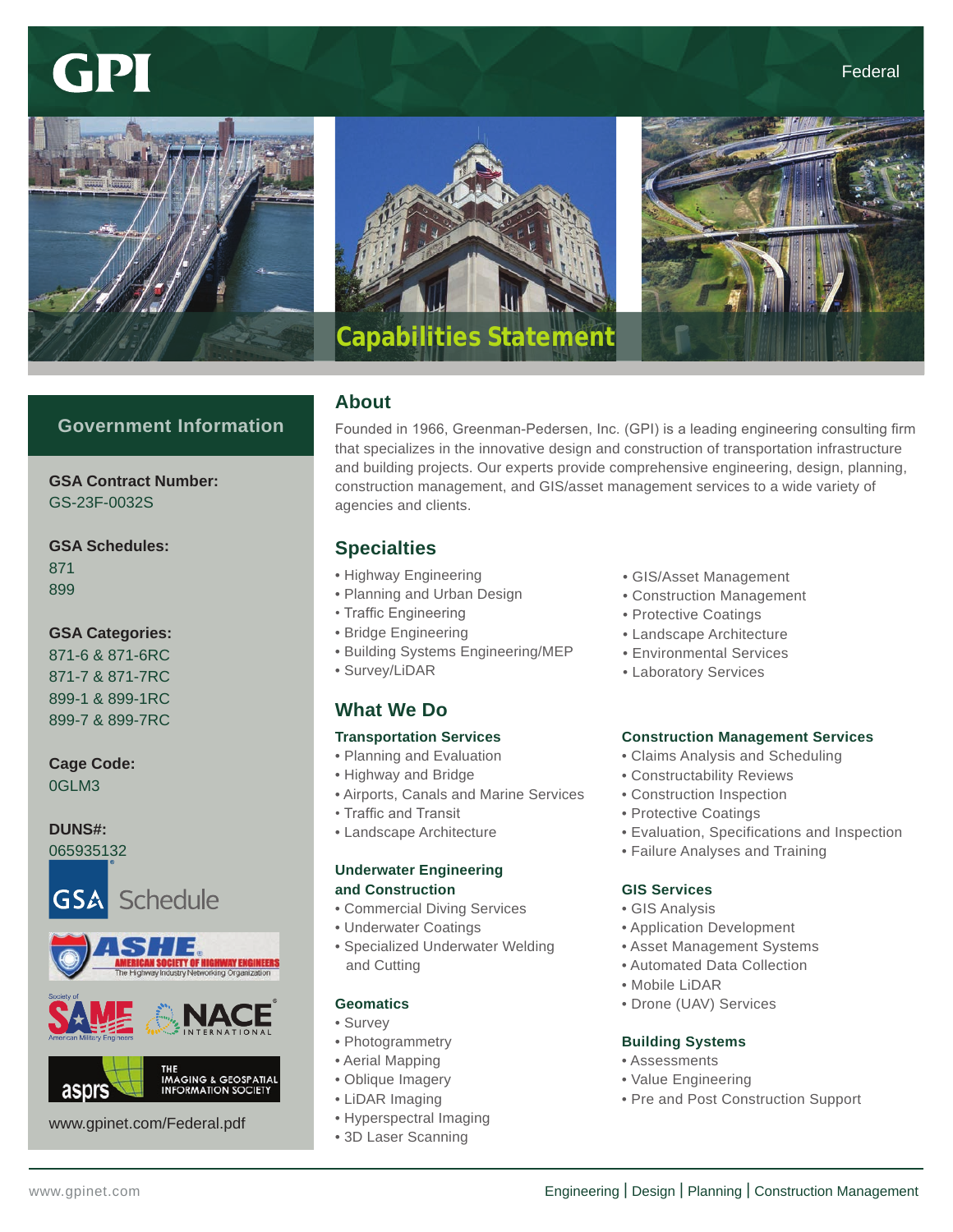# GPI

Federal

## Capabilities Statement

## Government Information

**GSA Contract Number:**
GS-23F-0032S

**GSA Schedules:**
871
899

**GSA Categories:**
871-6 & 871-6RC
871-7 & 871-7RC
899-1 & 899-1RC
899-7 & 899-7RC

**Cage Code:**
0GLM3

**DUNS#:**
065935132

GSA Schedule

ASHE American Society of Highway Engineers – The Highway Industry Networking Organization

Society of American Military Engineers (SAME)

NACE International

asprs – The Imaging & Geospatial Information Society

www.gpinet.com/Federal.pdf

## About

Founded in 1966, Greenman-Pedersen, Inc. (GPI) is a leading engineering consulting firm that specializes in the innovative design and construction of transportation infrastructure and building projects. Our experts provide comprehensive engineering, design, planning, construction management, and GIS/asset management services to a wide variety of agencies and clients.

## Specialties

- Highway Engineering
- Planning and Urban Design
- Traffic Engineering
- Bridge Engineering
- Building Systems Engineering/MEP
- Survey/LiDAR
- GIS/Asset Management
- Construction Management
- Protective Coatings
- Landscape Architecture
- Environmental Services
- Laboratory Services

## What We Do

### Transportation Services

- Planning and Evaluation
- Highway and Bridge
- Airports, Canals and Marine Services
- Traffic and Transit
- Landscape Architecture

### Underwater Engineering and Construction

- Commercial Diving Services
- Underwater Coatings
- Specialized Underwater Welding and Cutting

### Geomatics

- Survey
- Photogrammetry
- Aerial Mapping
- Oblique Imagery
- LiDAR Imaging
- Hyperspectral Imaging
- 3D Laser Scanning

### Construction Management Services

- Claims Analysis and Scheduling
- Constructability Reviews
- Construction Inspection
- Protective Coatings
- Evaluation, Specifications and Inspection
- Failure Analyses and Training

### GIS Services

- GIS Analysis
- Application Development
- Asset Management Systems
- Automated Data Collection
- Mobile LiDAR
- Drone (UAV) Services

### Building Systems

- Assessments
- Value Engineering
- Pre and Post Construction Support

www.gpinet.com

Engineering | Design | Planning | Construction Management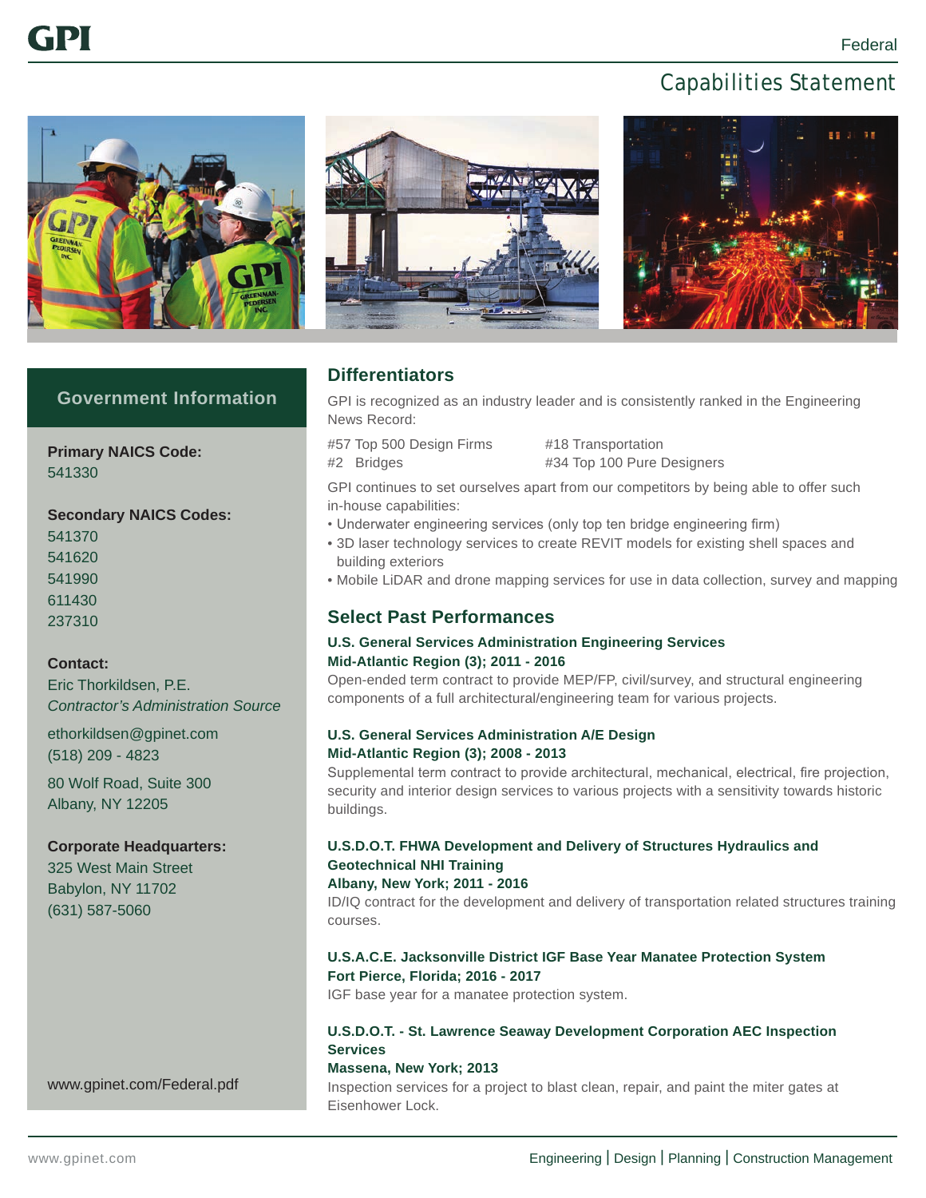GPI

Federal

# Capabilities Statement

## Government Information

**Primary NAICS Code:**
541330

**Secondary NAICS Codes:**
541370
541620
541990
611430
237310

**Contact:**
Eric Thorkildsen, P.E.
*Contractor's Administration Source*

ethorkildsen@gpinet.com
(518) 209 - 4823

80 Wolf Road, Suite 300
Albany, NY 12205

**Corporate Headquarters:**
325 West Main Street
Babylon, NY 11702
(631) 587-5060

www.gpinet.com/Federal.pdf

## Differentiators

GPI is recognized as an industry leader and is consistently ranked in the Engineering News Record:

| | |
|---|---|
| #57 Top 500 Design Firms | #18 Transportation |
| #2 Bridges | #34 Top 100 Pure Designers |

GPI continues to set ourselves apart from our competitors by being able to offer such in-house capabilities:

- Underwater engineering services (only top ten bridge engineering firm)
- 3D laser technology services to create REVIT models for existing shell spaces and building exteriors
- Mobile LiDAR and drone mapping services for use in data collection, survey and mapping

## Select Past Performances

**U.S. General Services Administration Engineering Services**
**Mid-Atlantic Region (3); 2011 - 2016**
Open-ended term contract to provide MEP/FP, civil/survey, and structural engineering components of a full architectural/engineering team for various projects.

**U.S. General Services Administration A/E Design**
**Mid-Atlantic Region (3); 2008 - 2013**
Supplemental term contract to provide architectural, mechanical, electrical, fire projection, security and interior design services to various projects with a sensitivity towards historic buildings.

**U.S.D.O.T. FHWA Development and Delivery of Structures Hydraulics and Geotechnical NHI Training**
**Albany, New York; 2011 - 2016**
ID/IQ contract for the development and delivery of transportation related structures training courses.

**U.S.A.C.E. Jacksonville District IGF Base Year Manatee Protection System**
**Fort Pierce, Florida; 2016 - 2017**
IGF base year for a manatee protection system.

**U.S.D.O.T. - St. Lawrence Seaway Development Corporation AEC Inspection Services**
**Massena, New York; 2013**
Inspection services for a project to blast clean, repair, and paint the miter gates at Eisenhower Lock.

www.gpinet.com

Engineering | Design | Planning | Construction Management